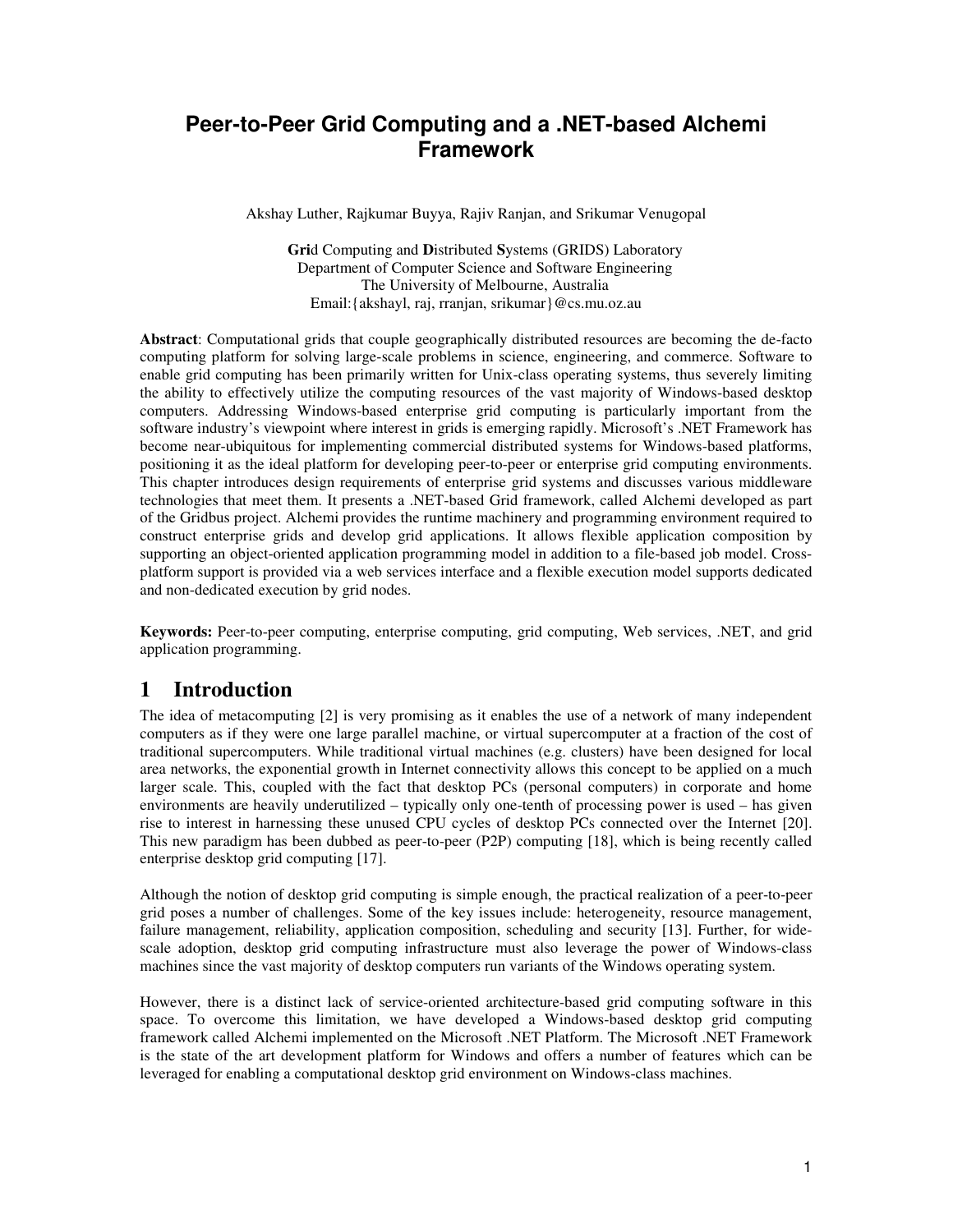# Peer-to-Peer Grid Computing and a .NET-based Alchemi Framework

Akshay Luther, Rajkumar Buyya, Rajiv Ranjan, and Srikumar Venugopal

**Gri**d Computing and **D**istributed **S**ystems (GRIDS) Laboratory
Department of Computer Science and Software Engineering
The University of Melbourne, Australia
Email:{akshayl, raj, rranjan, srikumar}@cs.mu.oz.au

**Abstract**: Computational grids that couple geographically distributed resources are becoming the de-facto computing platform for solving large-scale problems in science, engineering, and commerce. Software to enable grid computing has been primarily written for Unix-class operating systems, thus severely limiting the ability to effectively utilize the computing resources of the vast majority of Windows-based desktop computers. Addressing Windows-based enterprise grid computing is particularly important from the software industry's viewpoint where interest in grids is emerging rapidly. Microsoft's .NET Framework has become near-ubiquitous for implementing commercial distributed systems for Windows-based platforms, positioning it as the ideal platform for developing peer-to-peer or enterprise grid computing environments. This chapter introduces design requirements of enterprise grid systems and discusses various middleware technologies that meet them. It presents a .NET-based Grid framework, called Alchemi developed as part of the Gridbus project. Alchemi provides the runtime machinery and programming environment required to construct enterprise grids and develop grid applications. It allows flexible application composition by supporting an object-oriented application programming model in addition to a file-based job model. Cross-platform support is provided via a web services interface and a flexible execution model supports dedicated and non-dedicated execution by grid nodes.

**Keywords:** Peer-to-peer computing, enterprise computing, grid computing, Web services, .NET, and grid application programming.

## 1 Introduction

The idea of metacomputing [2] is very promising as it enables the use of a network of many independent computers as if they were one large parallel machine, or virtual supercomputer at a fraction of the cost of traditional supercomputers. While traditional virtual machines (e.g. clusters) have been designed for local area networks, the exponential growth in Internet connectivity allows this concept to be applied on a much larger scale. This, coupled with the fact that desktop PCs (personal computers) in corporate and home environments are heavily underutilized – typically only one-tenth of processing power is used – has given rise to interest in harnessing these unused CPU cycles of desktop PCs connected over the Internet [20]. This new paradigm has been dubbed as peer-to-peer (P2P) computing [18], which is being recently called enterprise desktop grid computing [17].

Although the notion of desktop grid computing is simple enough, the practical realization of a peer-to-peer grid poses a number of challenges. Some of the key issues include: heterogeneity, resource management, failure management, reliability, application composition, scheduling and security [13]. Further, for wide-scale adoption, desktop grid computing infrastructure must also leverage the power of Windows-class machines since the vast majority of desktop computers run variants of the Windows operating system.

However, there is a distinct lack of service-oriented architecture-based grid computing software in this space. To overcome this limitation, we have developed a Windows-based desktop grid computing framework called Alchemi implemented on the Microsoft .NET Platform. The Microsoft .NET Framework is the state of the art development platform for Windows and offers a number of features which can be leveraged for enabling a computational desktop grid environment on Windows-class machines.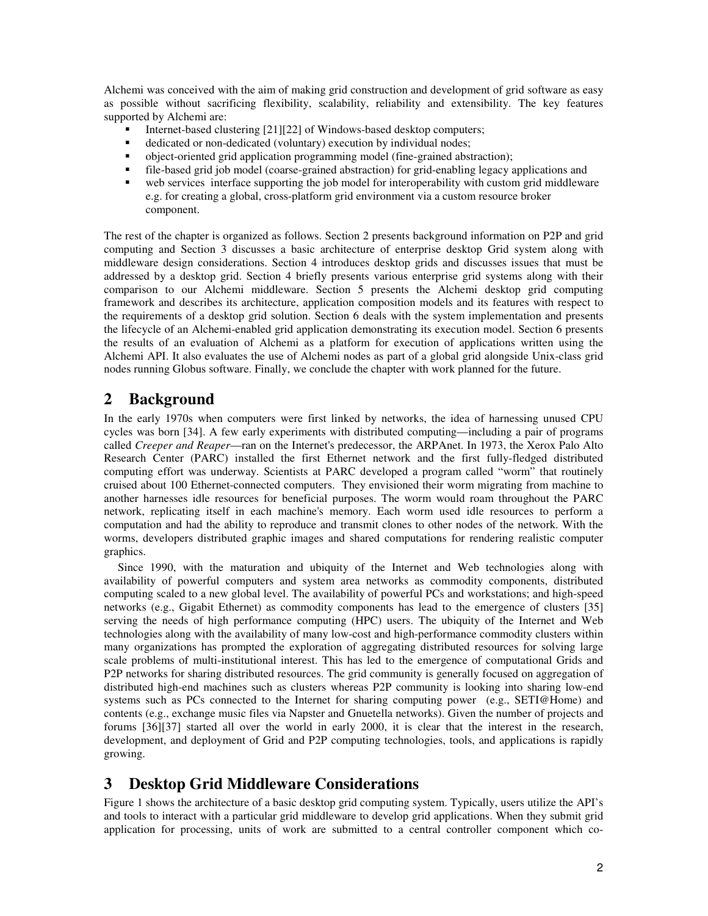Alchemi was conceived with the aim of making grid construction and development of grid software as easy as possible without sacrificing flexibility, scalability, reliability and extensibility. The key features supported by Alchemi are:

- Internet-based clustering [21][22] of Windows-based desktop computers;
- dedicated or non-dedicated (voluntary) execution by individual nodes;
- object-oriented grid application programming model (fine-grained abstraction);
- file-based grid job model (coarse-grained abstraction) for grid-enabling legacy applications and
- web services interface supporting the job model for interoperability with custom grid middleware e.g. for creating a global, cross-platform grid environment via a custom resource broker component.

The rest of the chapter is organized as follows. Section 2 presents background information on P2P and grid computing and Section 3 discusses a basic architecture of enterprise desktop Grid system along with middleware design considerations. Section 4 introduces desktop grids and discusses issues that must be addressed by a desktop grid. Section 4 briefly presents various enterprise grid systems along with their comparison to our Alchemi middleware. Section 5 presents the Alchemi desktop grid computing framework and describes its architecture, application composition models and its features with respect to the requirements of a desktop grid solution. Section 6 deals with the system implementation and presents the lifecycle of an Alchemi-enabled grid application demonstrating its execution model. Section 6 presents the results of an evaluation of Alchemi as a platform for execution of applications written using the Alchemi API. It also evaluates the use of Alchemi nodes as part of a global grid alongside Unix-class grid nodes running Globus software. Finally, we conclude the chapter with work planned for the future.

## 2 Background

In the early 1970s when computers were first linked by networks, the idea of harnessing unused CPU cycles was born [34]. A few early experiments with distributed computing—including a pair of programs called *Creeper and Reaper*—ran on the Internet's predecessor, the ARPAnet. In 1973, the Xerox Palo Alto Research Center (PARC) installed the first Ethernet network and the first fully-fledged distributed computing effort was underway. Scientists at PARC developed a program called "worm" that routinely cruised about 100 Ethernet-connected computers. They envisioned their worm migrating from machine to another harnesses idle resources for beneficial purposes. The worm would roam throughout the PARC network, replicating itself in each machine's memory. Each worm used idle resources to perform a computation and had the ability to reproduce and transmit clones to other nodes of the network. With the worms, developers distributed graphic images and shared computations for rendering realistic computer graphics.

Since 1990, with the maturation and ubiquity of the Internet and Web technologies along with availability of powerful computers and system area networks as commodity components, distributed computing scaled to a new global level. The availability of powerful PCs and workstations; and high-speed networks (e.g., Gigabit Ethernet) as commodity components has lead to the emergence of clusters [35] serving the needs of high performance computing (HPC) users. The ubiquity of the Internet and Web technologies along with the availability of many low-cost and high-performance commodity clusters within many organizations has prompted the exploration of aggregating distributed resources for solving large scale problems of multi-institutional interest. This has led to the emergence of computational Grids and P2P networks for sharing distributed resources. The grid community is generally focused on aggregation of distributed high-end machines such as clusters whereas P2P community is looking into sharing low-end systems such as PCs connected to the Internet for sharing computing power (e.g., SETI@Home) and contents (e.g., exchange music files via Napster and Gnuetella networks). Given the number of projects and forums [36][37] started all over the world in early 2000, it is clear that the interest in the research, development, and deployment of Grid and P2P computing technologies, tools, and applications is rapidly growing.

## 3 Desktop Grid Middleware Considerations

Figure 1 shows the architecture of a basic desktop grid computing system. Typically, users utilize the API's and tools to interact with a particular grid middleware to develop grid applications. When they submit grid application for processing, units of work are submitted to a central controller component which co-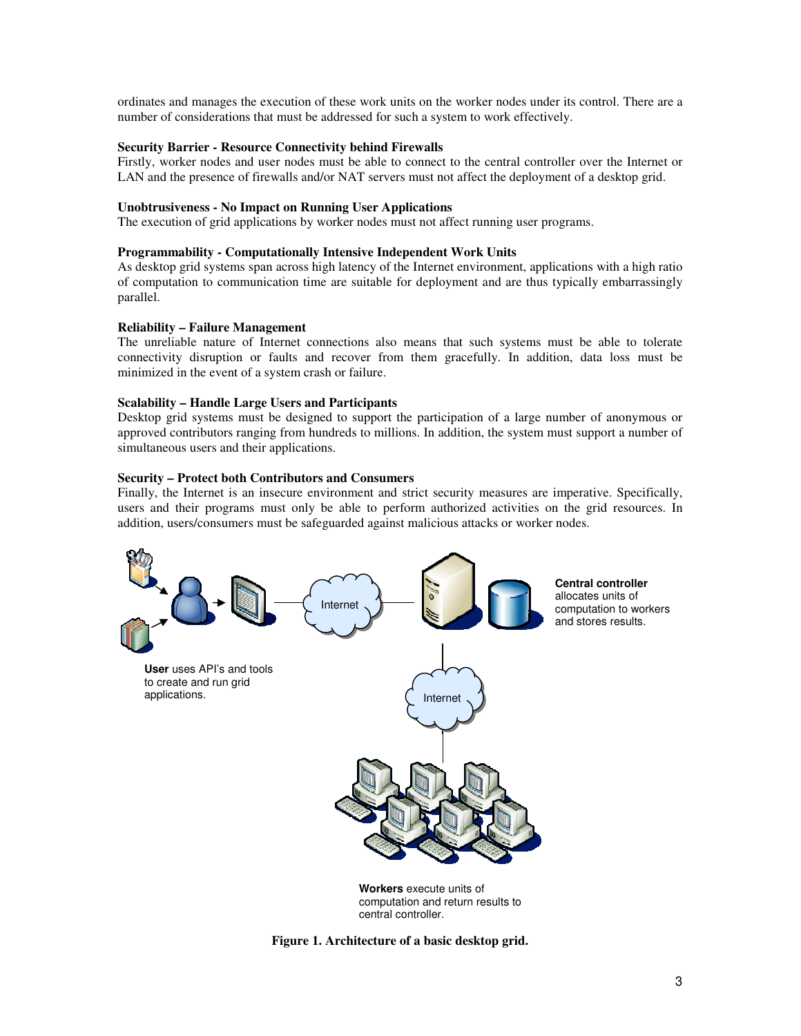ordinates and manages the execution of these work units on the worker nodes under its control. There are a number of considerations that must be addressed for such a system to work effectively.

**Security Barrier - Resource Connectivity behind Firewalls**
Firstly, worker nodes and user nodes must be able to connect to the central controller over the Internet or LAN and the presence of firewalls and/or NAT servers must not affect the deployment of a desktop grid.

**Unobtrusiveness - No Impact on Running User Applications**
The execution of grid applications by worker nodes must not affect running user programs.

**Programmability - Computationally Intensive Independent Work Units**
As desktop grid systems span across high latency of the Internet environment, applications with a high ratio of computation to communication time are suitable for deployment and are thus typically embarrassingly parallel.

**Reliability – Failure Management**
The unreliable nature of Internet connections also means that such systems must be able to tolerate connectivity disruption or faults and recover from them gracefully. In addition, data loss must be minimized in the event of a system crash or failure.

**Scalability – Handle Large Users and Participants**
Desktop grid systems must be designed to support the participation of a large number of anonymous or approved contributors ranging from hundreds to millions. In addition, the system must support a number of simultaneous users and their applications.

**Security – Protect both Contributors and Consumers**
Finally, the Internet is an insecure environment and strict security measures are imperative. Specifically, users and their programs must only be able to perform authorized activities on the grid resources. In addition, users/consumers must be safeguarded against malicious attacks or worker nodes.

**User** uses API's and tools to create and run grid applications.

**Central controller** allocates units of computation to workers and stores results.

**Workers** execute units of computation and return results to central controller.

**Figure 1. Architecture of a basic desktop grid.**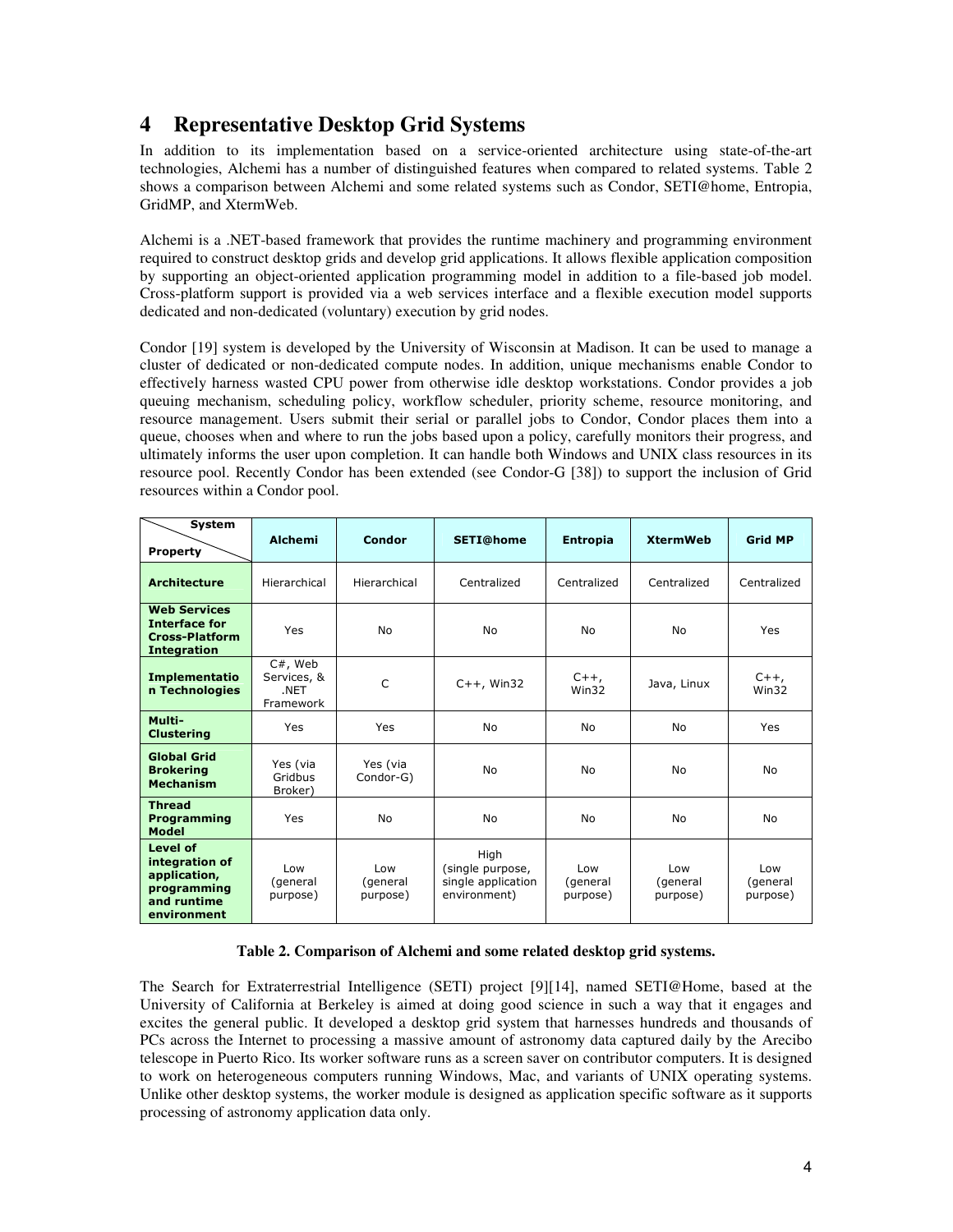## 4 Representative Desktop Grid Systems

In addition to its implementation based on a service-oriented architecture using state-of-the-art technologies, Alchemi has a number of distinguished features when compared to related systems. Table 2 shows a comparison between Alchemi and some related systems such as Condor, SETI@home, Entropia, GridMP, and XtermWeb.

Alchemi is a .NET-based framework that provides the runtime machinery and programming environment required to construct desktop grids and develop grid applications. It allows flexible application composition by supporting an object-oriented application programming model in addition to a file-based job model. Cross-platform support is provided via a web services interface and a flexible execution model supports dedicated and non-dedicated (voluntary) execution by grid nodes.

Condor [19] system is developed by the University of Wisconsin at Madison. It can be used to manage a cluster of dedicated or non-dedicated compute nodes. In addition, unique mechanisms enable Condor to effectively harness wasted CPU power from otherwise idle desktop workstations. Condor provides a job queuing mechanism, scheduling policy, workflow scheduler, priority scheme, resource monitoring, and resource management. Users submit their serial or parallel jobs to Condor, Condor places them into a queue, chooses when and where to run the jobs based upon a policy, carefully monitors their progress, and ultimately informs the user upon completion. It can handle both Windows and UNIX class resources in its resource pool. Recently Condor has been extended (see Condor-G [38]) to support the inclusion of Grid resources within a Condor pool.

| System / Property | Alchemi | Condor | SETI@home | Entropia | XtermWeb | Grid MP |
|---|---|---|---|---|---|---|
| **Architecture** | Hierarchical | Hierarchical | Centralized | Centralized | Centralized | Centralized |
| **Web Services Interface for Cross-Platform Integration** | Yes | No | No | No | No | Yes |
| **Implementation Technologies** | C#, Web Services, & .NET Framework | C | C++, Win32 | C++, Win32 | Java, Linux | C++, Win32 |
| **Multi-Clustering** | Yes | Yes | No | No | No | Yes |
| **Global Grid Brokering Mechanism** | Yes (via Gridbus Broker) | Yes (via Condor-G) | No | No | No | No |
| **Thread Programming Model** | Yes | No | No | No | No | No |
| **Level of integration of application, programming and runtime environment** | Low (general purpose) | Low (general purpose) | High (single purpose, single application environment) | Low (general purpose) | Low (general purpose) | Low (general purpose) |

**Table 2. Comparison of Alchemi and some related desktop grid systems.**

The Search for Extraterrestrial Intelligence (SETI) project [9][14], named SETI@Home, based at the University of California at Berkeley is aimed at doing good science in such a way that it engages and excites the general public. It developed a desktop grid system that harnesses hundreds and thousands of PCs across the Internet to processing a massive amount of astronomy data captured daily by the Arecibo telescope in Puerto Rico. Its worker software runs as a screen saver on contributor computers. It is designed to work on heterogeneous computers running Windows, Mac, and variants of UNIX operating systems. Unlike other desktop systems, the worker module is designed as application specific software as it supports processing of astronomy application data only.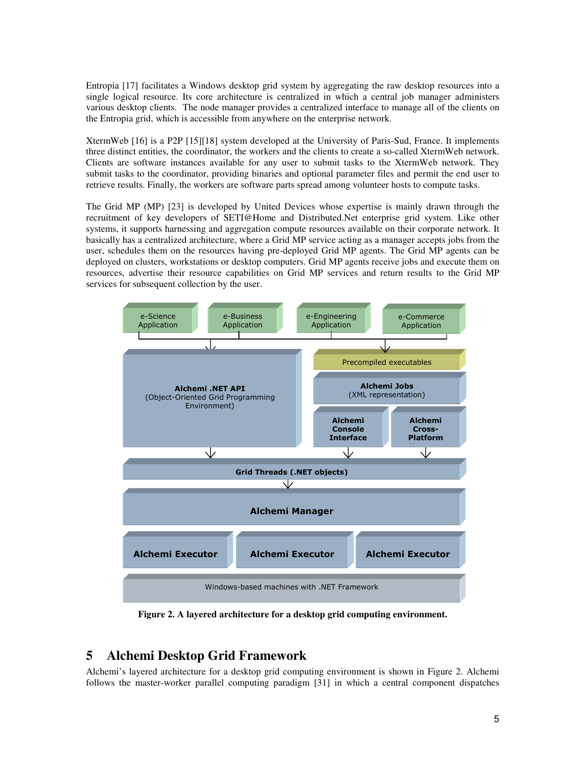Entropia [17] facilitates a Windows desktop grid system by aggregating the raw desktop resources into a single logical resource. Its core architecture is centralized in which a central job manager administers various desktop clients. The node manager provides a centralized interface to manage all of the clients on the Entropia grid, which is accessible from anywhere on the enterprise network.

XtermWeb [16] is a P2P [15][18] system developed at the University of Paris-Sud, France. It implements three distinct entities, the coordinator, the workers and the clients to create a so-called XtermWeb network. Clients are software instances available for any user to submit tasks to the XtermWeb network. They submit tasks to the coordinator, providing binaries and optional parameter files and permit the end user to retrieve results. Finally, the workers are software parts spread among volunteer hosts to compute tasks.

The Grid MP (MP) [23] is developed by United Devices whose expertise is mainly drawn through the recruitment of key developers of SETI@Home and Distributed.Net enterprise grid system. Like other systems, it supports harnessing and aggregation compute resources available on their corporate network. It basically has a centralized architecture, where a Grid MP service acting as a manager accepts jobs from the user, schedules them on the resources having pre-deployed Grid MP agents. The Grid MP agents can be deployed on clusters, workstations or desktop computers. Grid MP agents receive jobs and execute them on resources, advertise their resource capabilities on Grid MP services and return results to the Grid MP services for subsequent collection by the user.

**Figure 2. A layered architecture for a desktop grid computing environment.**

## 5 Alchemi Desktop Grid Framework

Alchemi's layered architecture for a desktop grid computing environment is shown in Figure 2. Alchemi follows the master-worker parallel computing paradigm [31] in which a central component dispatches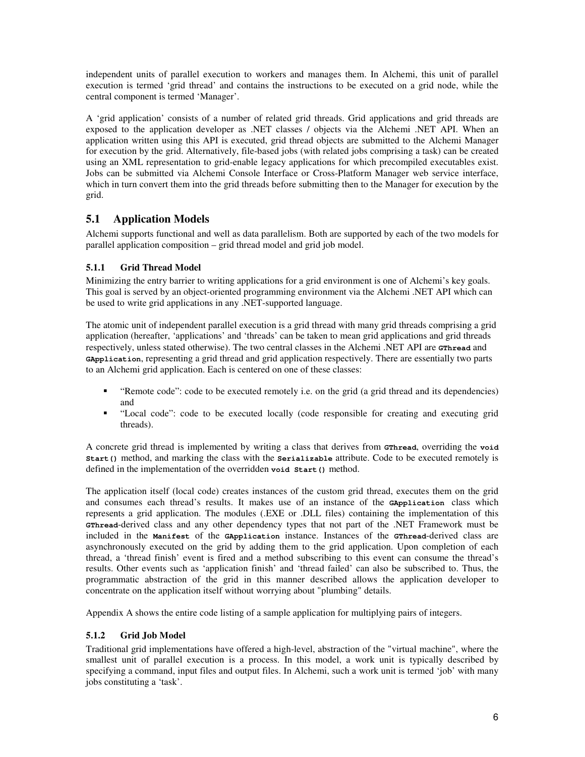independent units of parallel execution to workers and manages them. In Alchemi, this unit of parallel execution is termed 'grid thread' and contains the instructions to be executed on a grid node, while the central component is termed 'Manager'.

A 'grid application' consists of a number of related grid threads. Grid applications and grid threads are exposed to the application developer as .NET classes / objects via the Alchemi .NET API. When an application written using this API is executed, grid thread objects are submitted to the Alchemi Manager for execution by the grid. Alternatively, file-based jobs (with related jobs comprising a task) can be created using an XML representation to grid-enable legacy applications for which precompiled executables exist. Jobs can be submitted via Alchemi Console Interface or Cross-Platform Manager web service interface, which in turn convert them into the grid threads before submitting then to the Manager for execution by the grid.

## 5.1 Application Models

Alchemi supports functional and well as data parallelism. Both are supported by each of the two models for parallel application composition – grid thread model and grid job model.

### 5.1.1 Grid Thread Model

Minimizing the entry barrier to writing applications for a grid environment is one of Alchemi's key goals. This goal is served by an object-oriented programming environment via the Alchemi .NET API which can be used to write grid applications in any .NET-supported language.

The atomic unit of independent parallel execution is a grid thread with many grid threads comprising a grid application (hereafter, 'applications' and 'threads' can be taken to mean grid applications and grid threads respectively, unless stated otherwise). The two central classes in the Alchemi .NET API are **`GThread`** and **`GApplication`**, representing a grid thread and grid application respectively. There are essentially two parts to an Alchemi grid application. Each is centered on one of these classes:

- "Remote code": code to be executed remotely i.e. on the grid (a grid thread and its dependencies) and
- "Local code": code to be executed locally (code responsible for creating and executing grid threads).

A concrete grid thread is implemented by writing a class that derives from **`GThread`**, overriding the **`void Start()`** method, and marking the class with the **`Serializable`** attribute. Code to be executed remotely is defined in the implementation of the overridden **`void Start()`** method.

The application itself (local code) creates instances of the custom grid thread, executes them on the grid and consumes each thread's results. It makes use of an instance of the **`GApplication`** class which represents a grid application. The modules (.EXE or .DLL files) containing the implementation of this **`GThread`**-derived class and any other dependency types that not part of the .NET Framework must be included in the **`Manifest`** of the **`GApplication`** instance. Instances of the **`GThread`**-derived class are asynchronously executed on the grid by adding them to the grid application. Upon completion of each thread, a 'thread finish' event is fired and a method subscribing to this event can consume the thread's results. Other events such as 'application finish' and 'thread failed' can also be subscribed to. Thus, the programmatic abstraction of the grid in this manner described allows the application developer to concentrate on the application itself without worrying about "plumbing" details.

Appendix A shows the entire code listing of a sample application for multiplying pairs of integers.

### 5.1.2 Grid Job Model

Traditional grid implementations have offered a high-level, abstraction of the "virtual machine", where the smallest unit of parallel execution is a process. In this model, a work unit is typically described by specifying a command, input files and output files. In Alchemi, such a work unit is termed 'job' with many jobs constituting a 'task'.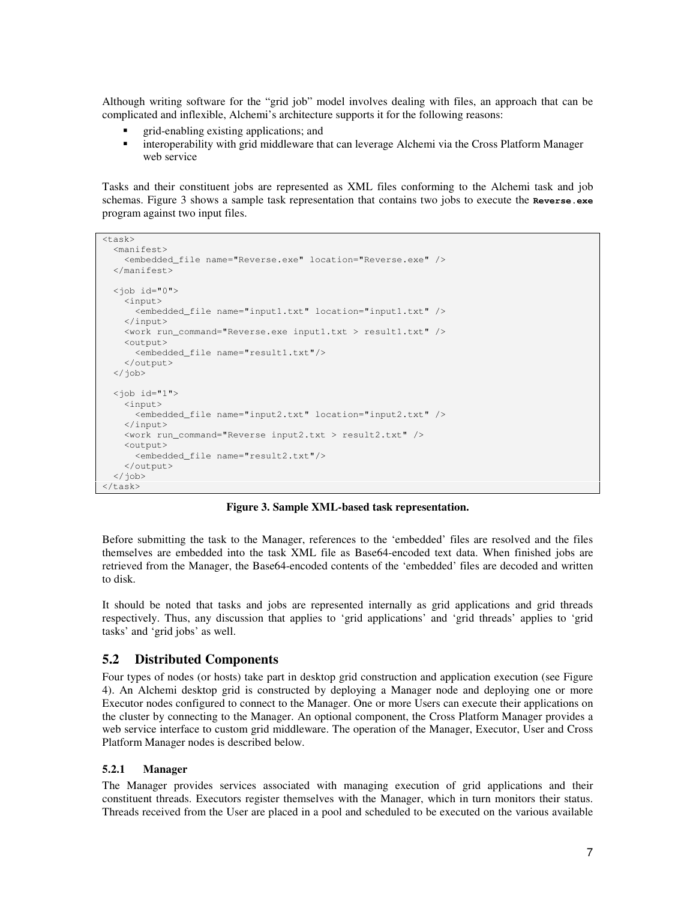Although writing software for the "grid job" model involves dealing with files, an approach that can be complicated and inflexible, Alchemi's architecture supports it for the following reasons:

- grid-enabling existing applications; and
- interoperability with grid middleware that can leverage Alchemi via the Cross Platform Manager web service

Tasks and their constituent jobs are represented as XML files conforming to the Alchemi task and job schemas. Figure 3 shows a sample task representation that contains two jobs to execute the **Reverse.exe** program against two input files.

```
<task>
  <manifest>
    <embedded_file name="Reverse.exe" location="Reverse.exe" />
  </manifest>

  <job id="0">
    <input>
      <embedded_file name="input1.txt" location="input1.txt" />
    </input>
    <work run_command="Reverse.exe input1.txt > result1.txt" />
    <output>
      <embedded_file name="result1.txt"/>
    </output>
  </job>

  <job id="1">
    <input>
      <embedded_file name="input2.txt" location="input2.txt" />
    </input>
    <work run_command="Reverse input2.txt > result2.txt" />
    <output>
      <embedded_file name="result2.txt"/>
    </output>
  </job>
</task>
```

**Figure 3. Sample XML-based task representation.**

Before submitting the task to the Manager, references to the 'embedded' files are resolved and the files themselves are embedded into the task XML file as Base64-encoded text data. When finished jobs are retrieved from the Manager, the Base64-encoded contents of the 'embedded' files are decoded and written to disk.

It should be noted that tasks and jobs are represented internally as grid applications and grid threads respectively. Thus, any discussion that applies to 'grid applications' and 'grid threads' applies to 'grid tasks' and 'grid jobs' as well.

## 5.2 Distributed Components

Four types of nodes (or hosts) take part in desktop grid construction and application execution (see Figure 4). An Alchemi desktop grid is constructed by deploying a Manager node and deploying one or more Executor nodes configured to connect to the Manager. One or more Users can execute their applications on the cluster by connecting to the Manager. An optional component, the Cross Platform Manager provides a web service interface to custom grid middleware. The operation of the Manager, Executor, User and Cross Platform Manager nodes is described below.

### 5.2.1 Manager

The Manager provides services associated with managing execution of grid applications and their constituent threads. Executors register themselves with the Manager, which in turn monitors their status. Threads received from the User are placed in a pool and scheduled to be executed on the various available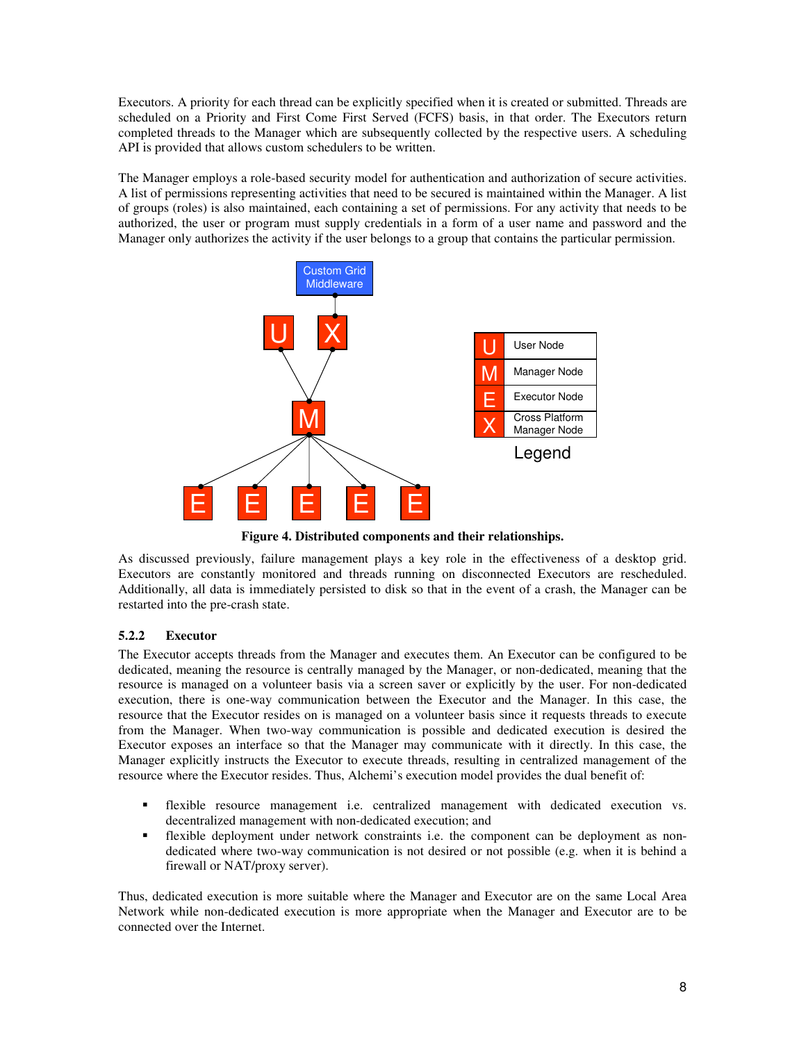Executors. A priority for each thread can be explicitly specified when it is created or submitted. Threads are scheduled on a Priority and First Come First Served (FCFS) basis, in that order. The Executors return completed threads to the Manager which are subsequently collected by the respective users. A scheduling API is provided that allows custom schedulers to be written.

The Manager employs a role-based security model for authentication and authorization of secure activities. A list of permissions representing activities that need to be secured is maintained within the Manager. A list of groups (roles) is also maintained, each containing a set of permissions. For any activity that needs to be authorized, the user or program must supply credentials in a form of a user name and password and the Manager only authorizes the activity if the user belongs to a group that contains the particular permission.

**Figure 4. Distributed components and their relationships.**

As discussed previously, failure management plays a key role in the effectiveness of a desktop grid. Executors are constantly monitored and threads running on disconnected Executors are rescheduled. Additionally, all data is immediately persisted to disk so that in the event of a crash, the Manager can be restarted into the pre-crash state.

### 5.2.2 Executor

The Executor accepts threads from the Manager and executes them. An Executor can be configured to be dedicated, meaning the resource is centrally managed by the Manager, or non-dedicated, meaning that the resource is managed on a volunteer basis via a screen saver or explicitly by the user. For non-dedicated execution, there is one-way communication between the Executor and the Manager. In this case, the resource that the Executor resides on is managed on a volunteer basis since it requests threads to execute from the Manager. When two-way communication is possible and dedicated execution is desired the Executor exposes an interface so that the Manager may communicate with it directly. In this case, the Manager explicitly instructs the Executor to execute threads, resulting in centralized management of the resource where the Executor resides. Thus, Alchemi's execution model provides the dual benefit of:

- flexible resource management i.e. centralized management with dedicated execution vs. decentralized management with non-dedicated execution; and
- flexible deployment under network constraints i.e. the component can be deployment as non-dedicated where two-way communication is not desired or not possible (e.g. when it is behind a firewall or NAT/proxy server).

Thus, dedicated execution is more suitable where the Manager and Executor are on the same Local Area Network while non-dedicated execution is more appropriate when the Manager and Executor are to be connected over the Internet.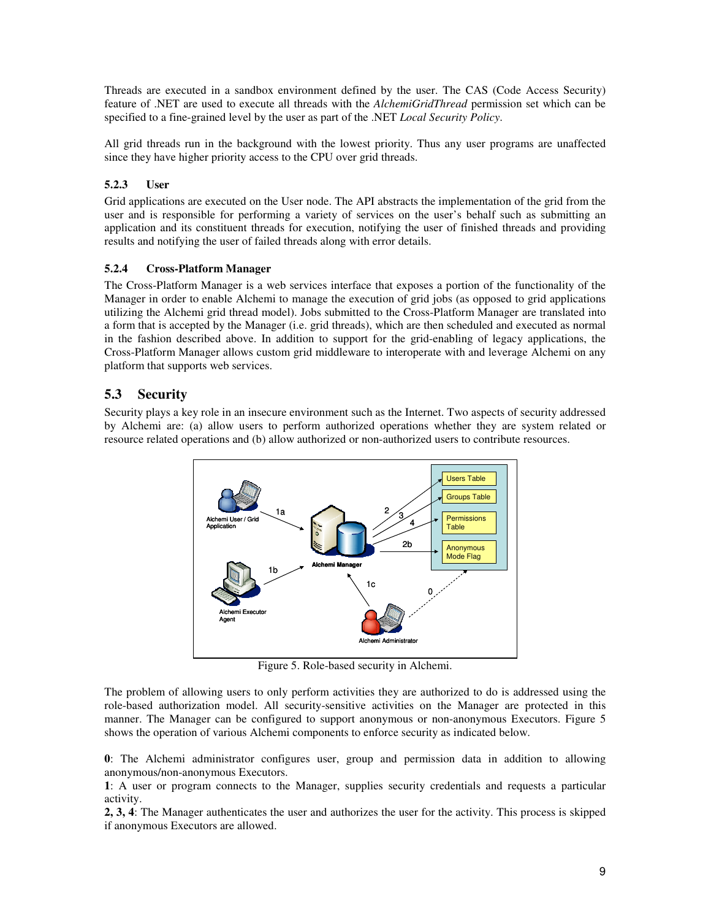Threads are executed in a sandbox environment defined by the user. The CAS (Code Access Security) feature of .NET are used to execute all threads with the *AlchemiGridThread* permission set which can be specified to a fine-grained level by the user as part of the .NET *Local Security Policy*.

All grid threads run in the background with the lowest priority. Thus any user programs are unaffected since they have higher priority access to the CPU over grid threads.

#### 5.2.3 User

Grid applications are executed on the User node. The API abstracts the implementation of the grid from the user and is responsible for performing a variety of services on the user's behalf such as submitting an application and its constituent threads for execution, notifying the user of finished threads and providing results and notifying the user of failed threads along with error details.

#### 5.2.4 Cross-Platform Manager

The Cross-Platform Manager is a web services interface that exposes a portion of the functionality of the Manager in order to enable Alchemi to manage the execution of grid jobs (as opposed to grid applications utilizing the Alchemi grid thread model). Jobs submitted to the Cross-Platform Manager are translated into a form that is accepted by the Manager (i.e. grid threads), which are then scheduled and executed as normal in the fashion described above. In addition to support for the grid-enabling of legacy applications, the Cross-Platform Manager allows custom grid middleware to interoperate with and leverage Alchemi on any platform that supports web services.

### 5.3 Security

Security plays a key role in an insecure environment such as the Internet. Two aspects of security addressed by Alchemi are: (a) allow users to perform authorized operations whether they are system related or resource related operations and (b) allow authorized or non-authorized users to contribute resources.

Users Table
Groups Table
Permissions Table
Anonymous Mode Flag
Alchemi User / Grid Application
Alchemi Manager
Alchemi Executor Agent
Alchemi Administrator
1a
1b
1c
2
3
4
2b
0

Figure 5. Role-based security in Alchemi.

The problem of allowing users to only perform activities they are authorized to do is addressed using the role-based authorization model. All security-sensitive activities on the Manager are protected in this manner. The Manager can be configured to support anonymous or non-anonymous Executors. Figure 5 shows the operation of various Alchemi components to enforce security as indicated below.

**0**: The Alchemi administrator configures user, group and permission data in addition to allowing anonymous/non-anonymous Executors.
**1**: A user or program connects to the Manager, supplies security credentials and requests a particular activity.
**2, 3, 4**: The Manager authenticates the user and authorizes the user for the activity. This process is skipped if anonymous Executors are allowed.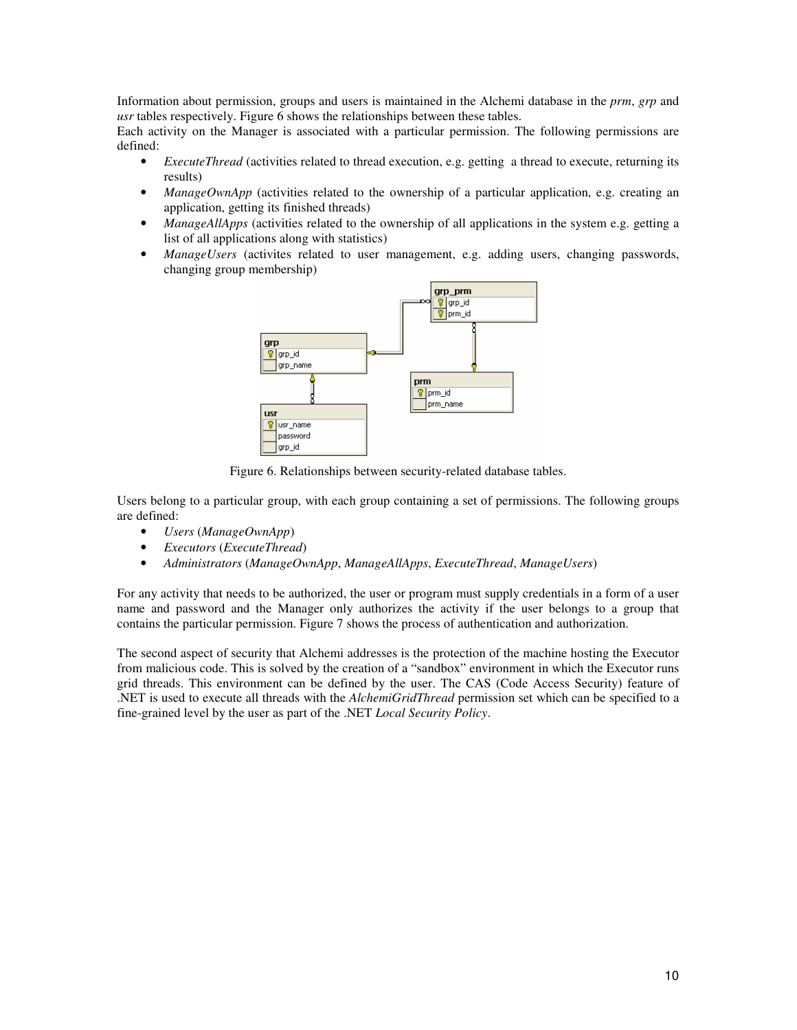Information about permission, groups and users is maintained in the Alchemi database in the *prm*, *grp* and *usr* tables respectively. Figure 6 shows the relationships between these tables.
Each activity on the Manager is associated with a particular permission. The following permissions are defined:

- *ExecuteThread* (activities related to thread execution, e.g. getting a thread to execute, returning its results)
- *ManageOwnApp* (activities related to the ownership of a particular application, e.g. creating an application, getting its finished threads)
- *ManageAllApps* (activities related to the ownership of all applications in the system e.g. getting a list of all applications along with statistics)
- *ManageUsers* (activites related to user management, e.g. adding users, changing passwords, changing group membership)

Figure 6. Relationships between security-related database tables.

Users belong to a particular group, with each group containing a set of permissions. The following groups are defined:

- *Users* (*ManageOwnApp*)
- *Executors* (*ExecuteThread*)
- *Administrators* (*ManageOwnApp*, *ManageAllApps*, *ExecuteThread*, *ManageUsers*)

For any activity that needs to be authorized, the user or program must supply credentials in a form of a user name and password and the Manager only authorizes the activity if the user belongs to a group that contains the particular permission. Figure 7 shows the process of authentication and authorization.

The second aspect of security that Alchemi addresses is the protection of the machine hosting the Executor from malicious code. This is solved by the creation of a "sandbox" environment in which the Executor runs grid threads. This environment can be defined by the user. The CAS (Code Access Security) feature of .NET is used to execute all threads with the *AlchemiGridThread* permission set which can be specified to a fine-grained level by the user as part of the .NET *Local Security Policy*.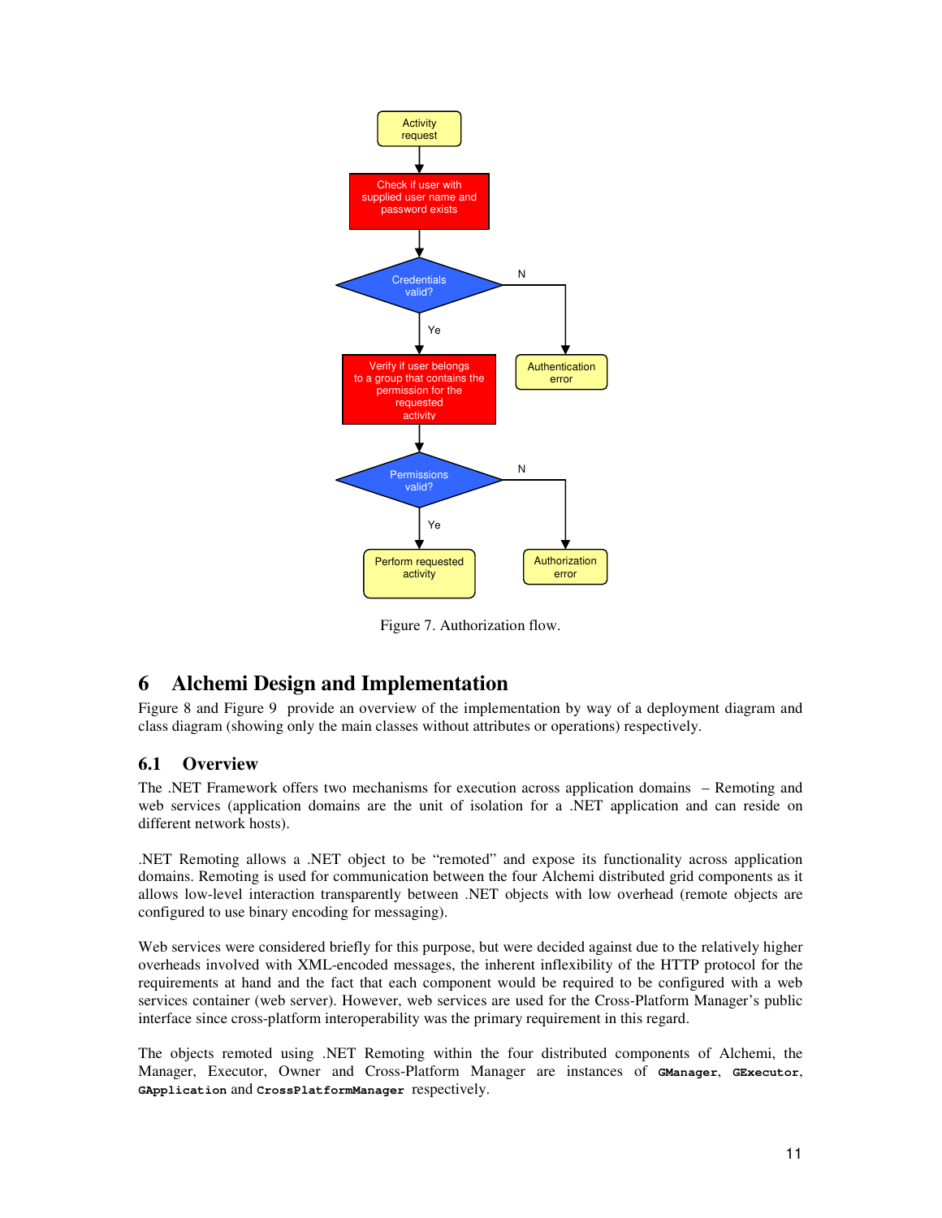Figure 7. Authorization flow.

# 6 Alchemi Design and Implementation

Figure 8 and Figure 9 provide an overview of the implementation by way of a deployment diagram and class diagram (showing only the main classes without attributes or operations) respectively.

## 6.1 Overview

The .NET Framework offers two mechanisms for execution across application domains – Remoting and web services (application domains are the unit of isolation for a .NET application and can reside on different network hosts).

.NET Remoting allows a .NET object to be "remoted" and expose its functionality across application domains. Remoting is used for communication between the four Alchemi distributed grid components as it allows low-level interaction transparently between .NET objects with low overhead (remote objects are configured to use binary encoding for messaging).

Web services were considered briefly for this purpose, but were decided against due to the relatively higher overheads involved with XML-encoded messages, the inherent inflexibility of the HTTP protocol for the requirements at hand and the fact that each component would be required to be configured with a web services container (web server). However, web services are used for the Cross-Platform Manager's public interface since cross-platform interoperability was the primary requirement in this regard.

The objects remoted using .NET Remoting within the four distributed components of Alchemi, the Manager, Executor, Owner and Cross-Platform Manager are instances of `GManager`, `GExecutor`, `GApplication` and `CrossPlatformManager` respectively.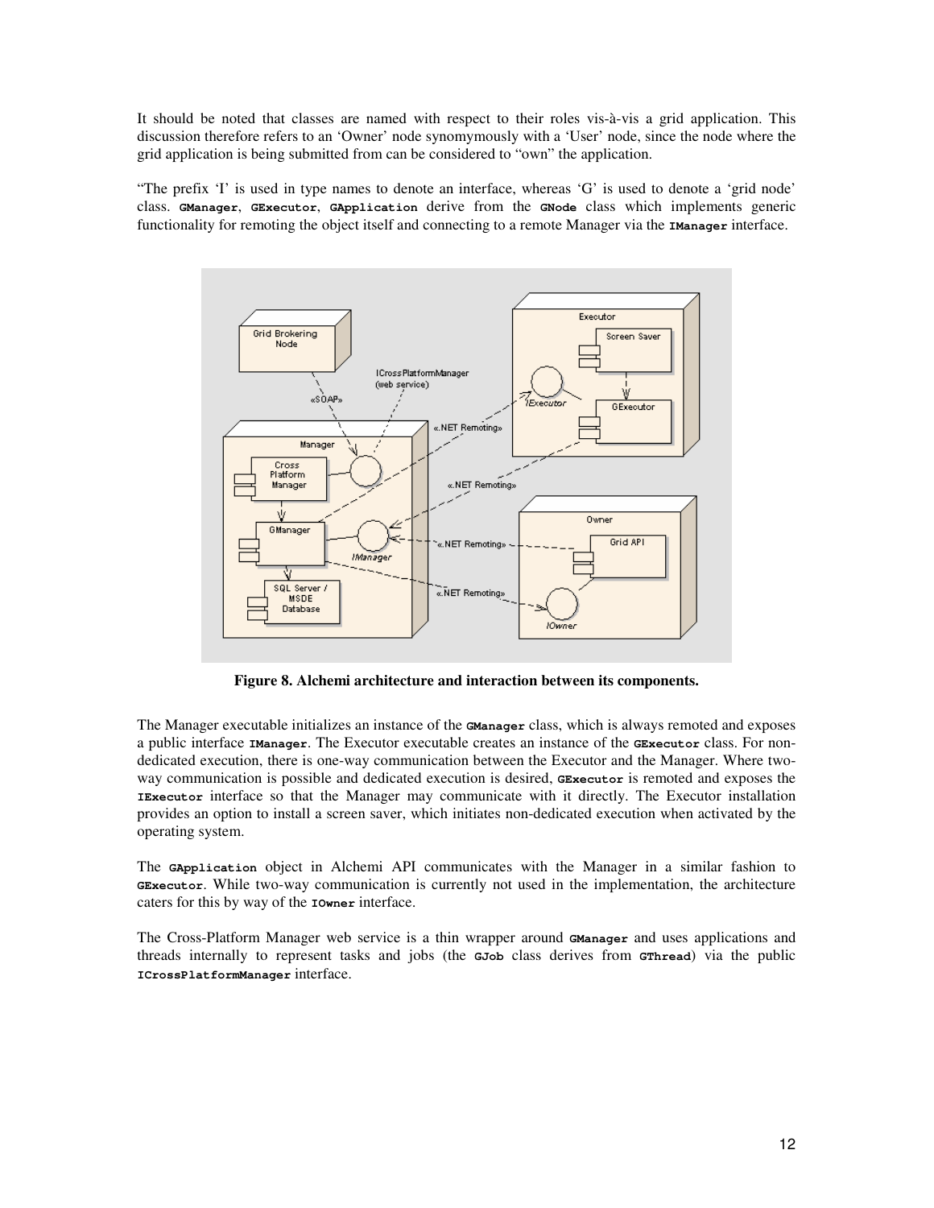It should be noted that classes are named with respect to their roles vis-à-vis a grid application. This discussion therefore refers to an 'Owner' node synomymously with a 'User' node, since the node where the grid application is being submitted from can be considered to "own" the application.

"The prefix 'I' is used in type names to denote an interface, whereas 'G' is used to denote a 'grid node' class. **`GManager`**, **`GExecutor`**, **`GApplication`** derive from the **`GNode`** class which implements generic functionality for remoting the object itself and connecting to a remote Manager via the **`IManager`** interface.

**Figure 8. Alchemi architecture and interaction between its components.**

The Manager executable initializes an instance of the **`GManager`** class, which is always remoted and exposes a public interface **`IManager`**. The Executor executable creates an instance of the **`GExecutor`** class. For non-dedicated execution, there is one-way communication between the Executor and the Manager. Where two-way communication is possible and dedicated execution is desired, **`GExecutor`** is remoted and exposes the **`IExecutor`** interface so that the Manager may communicate with it directly. The Executor installation provides an option to install a screen saver, which initiates non-dedicated execution when activated by the operating system.

The **`GApplication`** object in Alchemi API communicates with the Manager in a similar fashion to **`GExecutor`**. While two-way communication is currently not used in the implementation, the architecture caters for this by way of the **`IOwner`** interface.

The Cross-Platform Manager web service is a thin wrapper around **`GManager`** and uses applications and threads internally to represent tasks and jobs (the **`GJob`** class derives from **`GThread`**) via the public **`ICrossPlatformManager`** interface.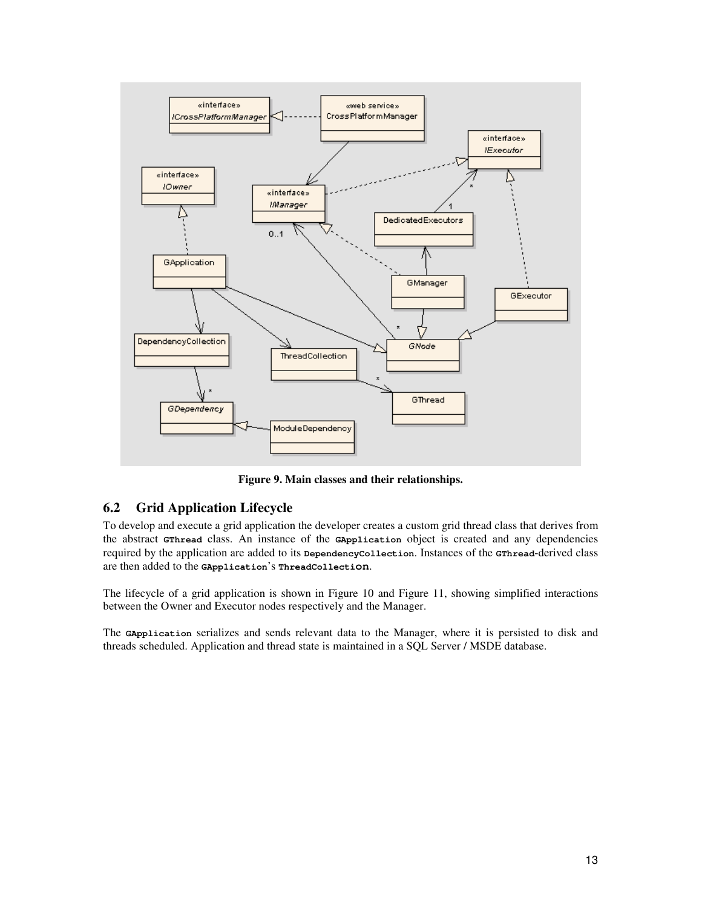Figure 9. Main classes and their relationships.

## 6.2 Grid Application Lifecycle

To develop and execute a grid application the developer creates a custom grid thread class that derives from the abstract `GThread` class. An instance of the `GApplication` object is created and any dependencies required by the application are added to its `DependencyCollection`. Instances of the `GThread`-derived class are then added to the `GApplication`'s `ThreadCollection`.

The lifecycle of a grid application is shown in Figure 10 and Figure 11, showing simplified interactions between the Owner and Executor nodes respectively and the Manager.

The `GApplication` serializes and sends relevant data to the Manager, where it is persisted to disk and threads scheduled. Application and thread state is maintained in a SQL Server / MSDE database.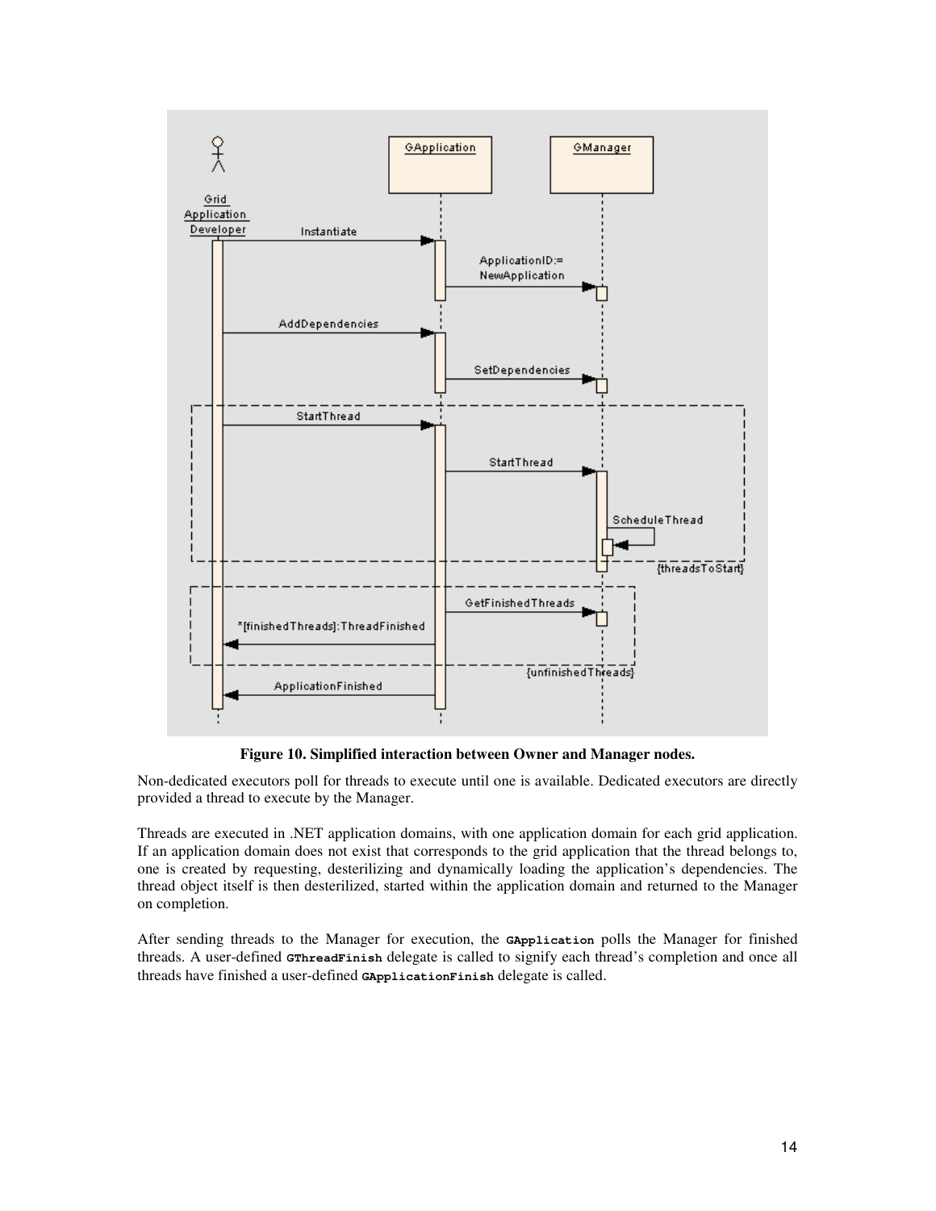**Figure 10. Simplified interaction between Owner and Manager nodes.**

Non-dedicated executors poll for threads to execute until one is available. Dedicated executors are directly provided a thread to execute by the Manager.

Threads are executed in .NET application domains, with one application domain for each grid application. If an application domain does not exist that corresponds to the grid application that the thread belongs to, one is created by requesting, desterilizing and dynamically loading the application's dependencies. The thread object itself is then desterilized, started within the application domain and returned to the Manager on completion.

After sending threads to the Manager for execution, the `GApplication` polls the Manager for finished threads. A user-defined `GThreadFinish` delegate is called to signify each thread's completion and once all threads have finished a user-defined `GApplicationFinish` delegate is called.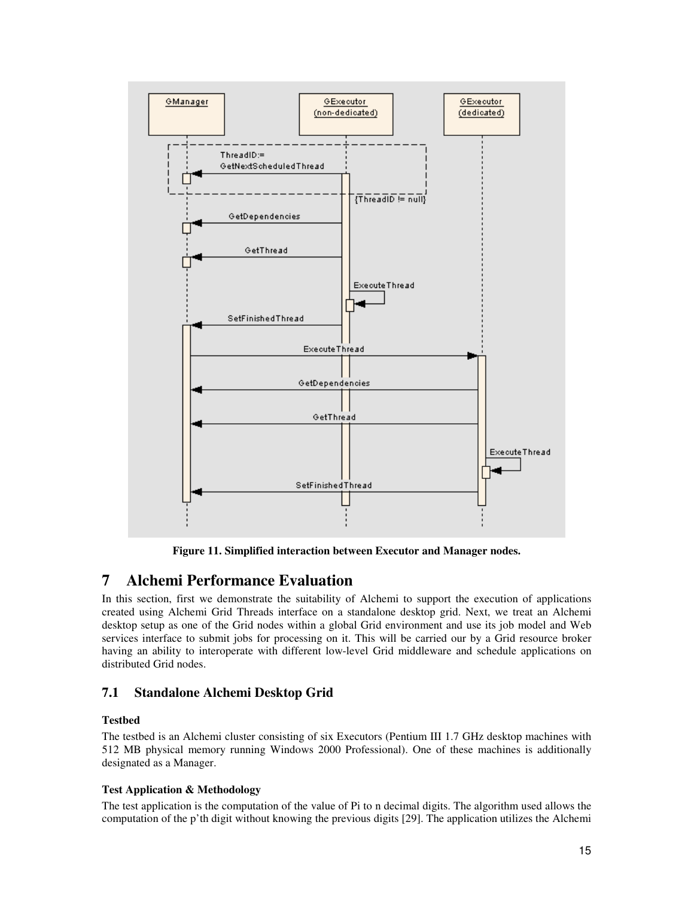Figure 11. Simplified interaction between Executor and Manager nodes.

# 7 Alchemi Performance Evaluation

In this section, first we demonstrate the suitability of Alchemi to support the execution of applications created using Alchemi Grid Threads interface on a standalone desktop grid. Next, we treat an Alchemi desktop setup as one of the Grid nodes within a global Grid environment and use its job model and Web services interface to submit jobs for processing on it. This will be carried our by a Grid resource broker having an ability to interoperate with different low-level Grid middleware and schedule applications on distributed Grid nodes.

## 7.1 Standalone Alchemi Desktop Grid

**Testbed**

The testbed is an Alchemi cluster consisting of six Executors (Pentium III 1.7 GHz desktop machines with 512 MB physical memory running Windows 2000 Professional). One of these machines is additionally designated as a Manager.

**Test Application & Methodology**

The test application is the computation of the value of Pi to n decimal digits. The algorithm used allows the computation of the p'th digit without knowing the previous digits [29]. The application utilizes the Alchemi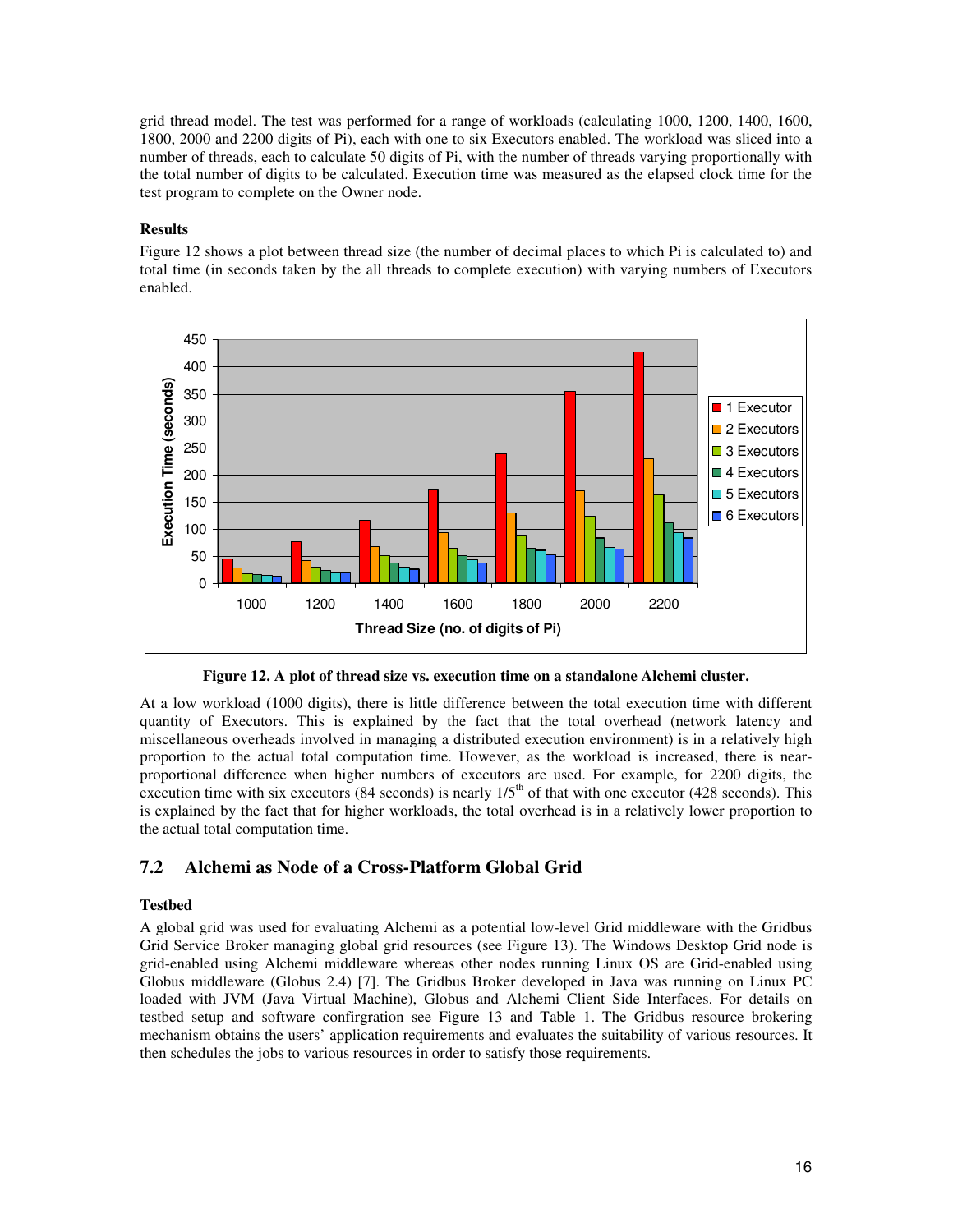grid thread model. The test was performed for a range of workloads (calculating 1000, 1200, 1400, 1600, 1800, 2000 and 2200 digits of Pi), each with one to six Executors enabled. The workload was sliced into a number of threads, each to calculate 50 digits of Pi, with the number of threads varying proportionally with the total number of digits to be calculated. Execution time was measured as the elapsed clock time for the test program to complete on the Owner node.

**Results**

Figure 12 shows a plot between thread size (the number of decimal places to which Pi is calculated to) and total time (in seconds taken by the all threads to complete execution) with varying numbers of Executors enabled.

**Figure 12. A plot of thread size vs. execution time on a standalone Alchemi cluster.**

At a low workload (1000 digits), there is little difference between the total execution time with different quantity of Executors. This is explained by the fact that the total overhead (network latency and miscellaneous overheads involved in managing a distributed execution environment) is in a relatively high proportion to the actual total computation time. However, as the workload is increased, there is near-proportional difference when higher numbers of executors are used. For example, for 2200 digits, the execution time with six executors (84 seconds) is nearly 1/5th of that with one executor (428 seconds). This is explained by the fact that for higher workloads, the total overhead is in a relatively lower proportion to the actual total computation time.

## 7.2 Alchemi as Node of a Cross-Platform Global Grid

**Testbed**

A global grid was used for evaluating Alchemi as a potential low-level Grid middleware with the Gridbus Grid Service Broker managing global grid resources (see Figure 13). The Windows Desktop Grid node is grid-enabled using Alchemi middleware whereas other nodes running Linux OS are Grid-enabled using Globus middleware (Globus 2.4) [7]. The Gridbus Broker developed in Java was running on Linux PC loaded with JVM (Java Virtual Machine), Globus and Alchemi Client Side Interfaces. For details on testbed setup and software confirgration see Figure 13 and Table 1. The Gridbus resource brokering mechanism obtains the users' application requirements and evaluates the suitability of various resources. It then schedules the jobs to various resources in order to satisfy those requirements.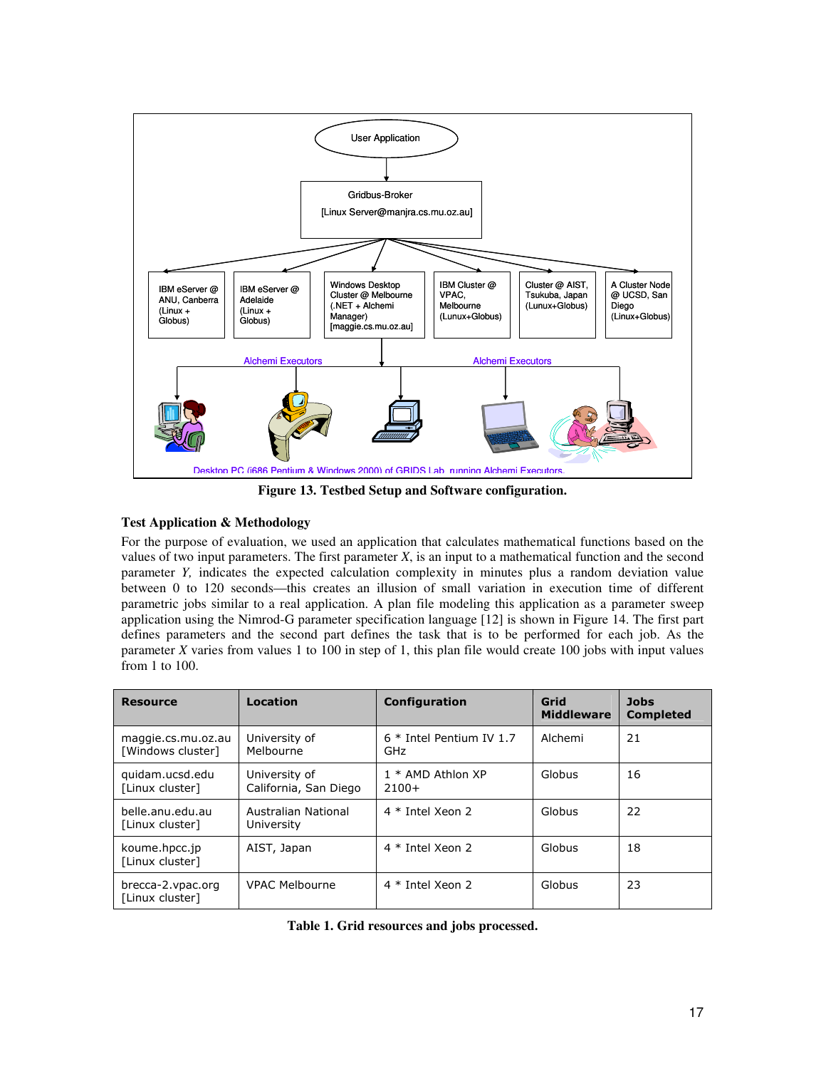**Figure 13. Testbed Setup and Software configuration.**

### Test Application & Methodology

For the purpose of evaluation, we used an application that calculates mathematical functions based on the values of two input parameters. The first parameter *X*, is an input to a mathematical function and the second parameter *Y*, indicates the expected calculation complexity in minutes plus a random deviation value between 0 to 120 seconds—this creates an illusion of small variation in execution time of different parametric jobs similar to a real application. A plan file modeling this application as a parameter sweep application using the Nimrod-G parameter specification language [12] is shown in Figure 14. The first part defines parameters and the second part defines the task that is to be performed for each job. As the parameter *X* varies from values 1 to 100 in step of 1, this plan file would create 100 jobs with input values from 1 to 100.

| Resource | Location | Configuration | Grid Middleware | Jobs Completed |
|---|---|---|---|---|
| maggie.cs.mu.oz.au [Windows cluster] | University of Melbourne | 6 * Intel Pentium IV 1.7 GHz | Alchemi | 21 |
| quidam.ucsd.edu [Linux cluster] | University of California, San Diego | 1 * AMD Athlon XP 2100+ | Globus | 16 |
| belle.anu.edu.au [Linux cluster] | Australian National University | 4 * Intel Xeon 2 | Globus | 22 |
| koume.hpcc.jp [Linux cluster] | AIST, Japan | 4 * Intel Xeon 2 | Globus | 18 |
| brecca-2.vpac.org [Linux cluster] | VPAC Melbourne | 4 * Intel Xeon 2 | Globus | 23 |

**Table 1. Grid resources and jobs processed.**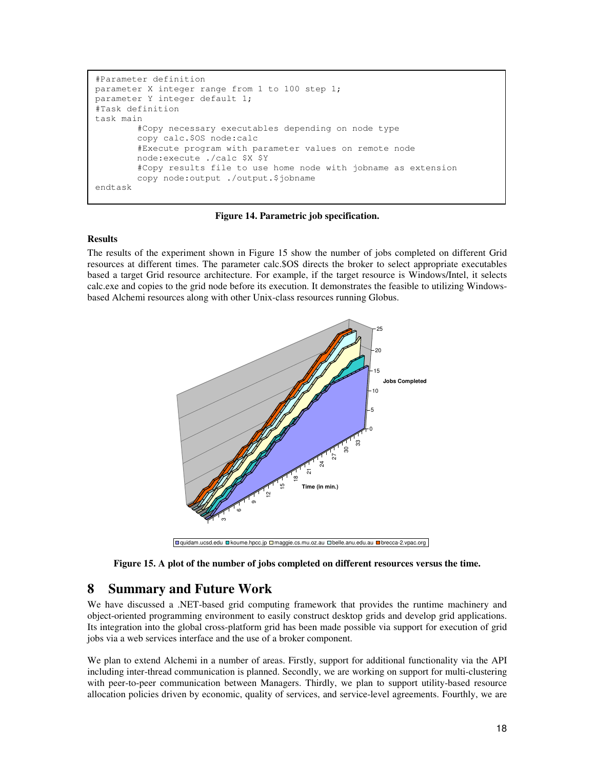```
#Parameter definition
parameter X integer range from 1 to 100 step 1;
parameter Y integer default 1;
#Task definition
task main
        #Copy necessary executables depending on node type
        copy calc.$OS node:calc
        #Execute program with parameter values on remote node
        node:execute ./calc $X $Y
        #Copy results file to use home node with jobname as extension
        copy node:output ./output.$jobname
endtask
```

**Figure 14. Parametric job specification.**

**Results**

The results of the experiment shown in Figure 15 show the number of jobs completed on different Grid resources at different times. The parameter calc.$OS directs the broker to select appropriate executables based a target Grid resource architecture. For example, if the target resource is Windows/Intel, it selects calc.exe and copies to the grid node before its execution. It demonstrates the feasible to utilizing Windows-based Alchemi resources along with other Unix-class resources running Globus.

**Figure 15. A plot of the number of jobs completed on different resources versus the time.**

# 8 Summary and Future Work

We have discussed a .NET-based grid computing framework that provides the runtime machinery and object-oriented programming environment to easily construct desktop grids and develop grid applications. Its integration into the global cross-platform grid has been made possible via support for execution of grid jobs via a web services interface and the use of a broker component.

We plan to extend Alchemi in a number of areas. Firstly, support for additional functionality via the API including inter-thread communication is planned. Secondly, we are working on support for multi-clustering with peer-to-peer communication between Managers. Thirdly, we plan to support utility-based resource allocation policies driven by economic, quality of services, and service-level agreements. Fourthly, we are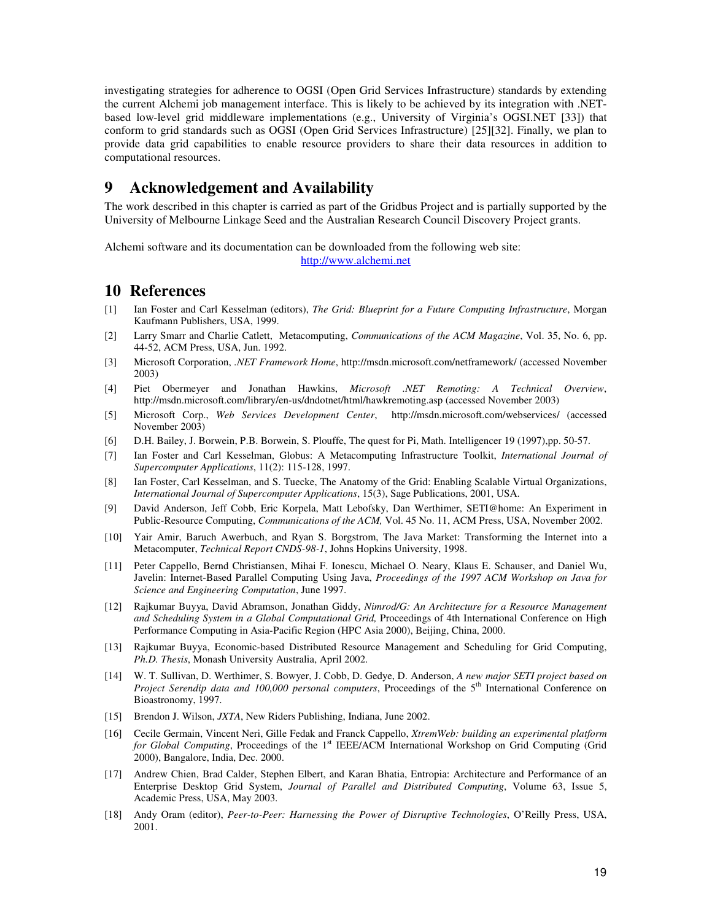investigating strategies for adherence to OGSI (Open Grid Services Infrastructure) standards by extending the current Alchemi job management interface. This is likely to be achieved by its integration with .NET-based low-level grid middleware implementations (e.g., University of Virginia's OGSI.NET [33]) that conform to grid standards such as OGSI (Open Grid Services Infrastructure) [25][32]. Finally, we plan to provide data grid capabilities to enable resource providers to share their data resources in addition to computational resources.

# 9 Acknowledgement and Availability

The work described in this chapter is carried as part of the Gridbus Project and is partially supported by the University of Melbourne Linkage Seed and the Australian Research Council Discovery Project grants.

Alchemi software and its documentation can be downloaded from the following web site:
http://www.alchemi.net

# 10 References

[1] Ian Foster and Carl Kesselman (editors), *The Grid: Blueprint for a Future Computing Infrastructure*, Morgan Kaufmann Publishers, USA, 1999.

[2] Larry Smarr and Charlie Catlett, Metacomputing, *Communications of the ACM Magazine*, Vol. 35, No. 6, pp. 44-52, ACM Press, USA, Jun. 1992.

[3] Microsoft Corporation, *.NET Framework Home*, http://msdn.microsoft.com/netframework/ (accessed November 2003)

[4] Piet Obermeyer and Jonathan Hawkins, *Microsoft .NET Remoting: A Technical Overview*, http://msdn.microsoft.com/library/en-us/dndotnet/html/hawkremoting.asp (accessed November 2003)

[5] Microsoft Corp., *Web Services Development Center*, http://msdn.microsoft.com/webservices/ (accessed November 2003)

[6] D.H. Bailey, J. Borwein, P.B. Borwein, S. Plouffe, The quest for Pi, Math. Intelligencer 19 (1997),pp. 50-57.

[7] Ian Foster and Carl Kesselman, Globus: A Metacomputing Infrastructure Toolkit, *International Journal of Supercomputer Applications*, 11(2): 115-128, 1997.

[8] Ian Foster, Carl Kesselman, and S. Tuecke, The Anatomy of the Grid: Enabling Scalable Virtual Organizations, *International Journal of Supercomputer Applications*, 15(3), Sage Publications, 2001, USA.

[9] David Anderson, Jeff Cobb, Eric Korpela, Matt Lebofsky, Dan Werthimer, SETI@home: An Experiment in Public-Resource Computing, *Communications of the ACM,* Vol. 45 No. 11, ACM Press, USA, November 2002.

[10] Yair Amir, Baruch Awerbuch, and Ryan S. Borgstrom, The Java Market: Transforming the Internet into a Metacomputer, *Technical Report CNDS-98-1*, Johns Hopkins University, 1998.

[11] Peter Cappello, Bernd Christiansen, Mihai F. Ionescu, Michael O. Neary, Klaus E. Schauser, and Daniel Wu, Javelin: Internet-Based Parallel Computing Using Java, *Proceedings of the 1997 ACM Workshop on Java for Science and Engineering Computation*, June 1997.

[12] Rajkumar Buyya, David Abramson, Jonathan Giddy, *Nimrod/G: An Architecture for a Resource Management and Scheduling System in a Global Computational Grid,* Proceedings of 4th International Conference on High Performance Computing in Asia-Pacific Region (HPC Asia 2000), Beijing, China, 2000.

[13] Rajkumar Buyya, Economic-based Distributed Resource Management and Scheduling for Grid Computing, *Ph.D. Thesis*, Monash University Australia, April 2002.

[14] W. T. Sullivan, D. Werthimer, S. Bowyer, J. Cobb, D. Gedye, D. Anderson, *A new major SETI project based on Project Serendip data and 100,000 personal computers*, Proceedings of the 5th International Conference on Bioastronomy, 1997.

[15] Brendon J. Wilson, *JXTA*, New Riders Publishing, Indiana, June 2002.

[16] Cecile Germain, Vincent Neri, Gille Fedak and Franck Cappello, *XtremWeb: building an experimental platform for Global Computing*, Proceedings of the 1st IEEE/ACM International Workshop on Grid Computing (Grid 2000), Bangalore, India, Dec. 2000.

[17] Andrew Chien, Brad Calder, Stephen Elbert, and Karan Bhatia, Entropia: Architecture and Performance of an Enterprise Desktop Grid System, *Journal of Parallel and Distributed Computing*, Volume 63, Issue 5, Academic Press, USA, May 2003.

[18] Andy Oram (editor), *Peer-to-Peer: Harnessing the Power of Disruptive Technologies*, O'Reilly Press, USA, 2001.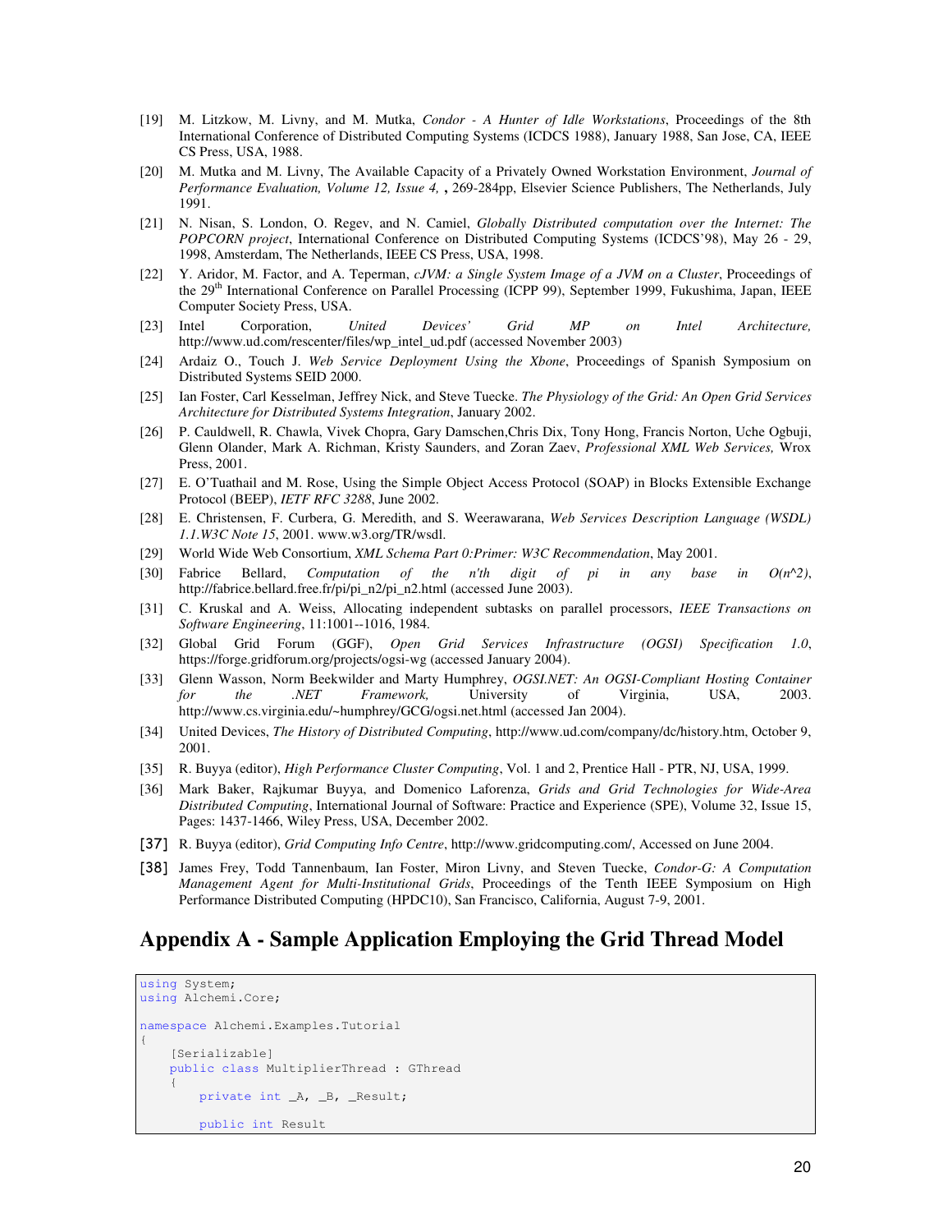[19] M. Litzkow, M. Livny, and M. Mutka, *Condor - A Hunter of Idle Workstations*, Proceedings of the 8th International Conference of Distributed Computing Systems (ICDCS 1988), January 1988, San Jose, CA, IEEE CS Press, USA, 1988.

[20] M. Mutka and M. Livny, The Available Capacity of a Privately Owned Workstation Environment, *Journal of Performance Evaluation, Volume 12, Issue 4,* **,** 269-284pp, Elsevier Science Publishers, The Netherlands, July 1991.

[21] N. Nisan, S. London, O. Regev, and N. Camiel, *Globally Distributed computation over the Internet: The POPCORN project*, International Conference on Distributed Computing Systems (ICDCS'98), May 26 - 29, 1998, Amsterdam, The Netherlands, IEEE CS Press, USA, 1998.

[22] Y. Aridor, M. Factor, and A. Teperman, *cJVM: a Single System Image of a JVM on a Cluster*, Proceedings of the 29th International Conference on Parallel Processing (ICPP 99), September 1999, Fukushima, Japan, IEEE Computer Society Press, USA.

[23] Intel Corporation, *United Devices' Grid MP on Intel Architecture,* http://www.ud.com/rescenter/files/wp_intel_ud.pdf (accessed November 2003)

[24] Ardaiz O., Touch J. *Web Service Deployment Using the Xbone*, Proceedings of Spanish Symposium on Distributed Systems SEID 2000.

[25] Ian Foster, Carl Kesselman, Jeffrey Nick, and Steve Tuecke. *The Physiology of the Grid: An Open Grid Services Architecture for Distributed Systems Integration*, January 2002.

[26] P. Cauldwell, R. Chawla, Vivek Chopra, Gary Damschen,Chris Dix, Tony Hong, Francis Norton, Uche Ogbuji, Glenn Olander, Mark A. Richman, Kristy Saunders, and Zoran Zaev, *Professional XML Web Services,* Wrox Press, 2001.

[27] E. O'Tuathail and M. Rose, Using the Simple Object Access Protocol (SOAP) in Blocks Extensible Exchange Protocol (BEEP), *IETF RFC 3288*, June 2002.

[28] E. Christensen, F. Curbera, G. Meredith, and S. Weerawarana, *Web Services Description Language (WSDL) 1.1.W3C Note 15*, 2001. www.w3.org/TR/wsdl.

[29] World Wide Web Consortium, *XML Schema Part 0:Primer: W3C Recommendation*, May 2001.

[30] Fabrice Bellard, *Computation of the n'th digit of pi in any base in O(n^2)*, http://fabrice.bellard.free.fr/pi/pi_n2/pi_n2.html (accessed June 2003).

[31] C. Kruskal and A. Weiss, Allocating independent subtasks on parallel processors, *IEEE Transactions on Software Engineering*, 11:1001--1016, 1984.

[32] Global Grid Forum (GGF), *Open Grid Services Infrastructure (OGSI) Specification 1.0*, https://forge.gridforum.org/projects/ogsi-wg (accessed January 2004).

[33] Glenn Wasson, Norm Beekwilder and Marty Humphrey, *OGSI.NET: An OGSI-Compliant Hosting Container for the .NET Framework,* University of Virginia, USA, 2003. http://www.cs.virginia.edu/~humphrey/GCG/ogsi.net.html (accessed Jan 2004).

[34] United Devices, *The History of Distributed Computing*, http://www.ud.com/company/dc/history.htm, October 9, 2001.

[35] R. Buyya (editor), *High Performance Cluster Computing*, Vol. 1 and 2, Prentice Hall - PTR, NJ, USA, 1999.

[36] Mark Baker, Rajkumar Buyya, and Domenico Laforenza, *Grids and Grid Technologies for Wide-Area Distributed Computing*, International Journal of Software: Practice and Experience (SPE), Volume 32, Issue 15, Pages: 1437-1466, Wiley Press, USA, December 2002.

[37] R. Buyya (editor), *Grid Computing Info Centre*, http://www.gridcomputing.com/, Accessed on June 2004.

[38] James Frey, Todd Tannenbaum, Ian Foster, Miron Livny, and Steven Tuecke, *Condor-G: A Computation Management Agent for Multi-Institutional Grids*, Proceedings of the Tenth IEEE Symposium on High Performance Distributed Computing (HPDC10), San Francisco, California, August 7-9, 2001.

# Appendix A - Sample Application Employing the Grid Thread Model

```
using System;
using Alchemi.Core;

namespace Alchemi.Examples.Tutorial
{
    [Serializable]
    public class MultiplierThread : GThread
    {
        private int _A, _B, _Result;

        public int Result
```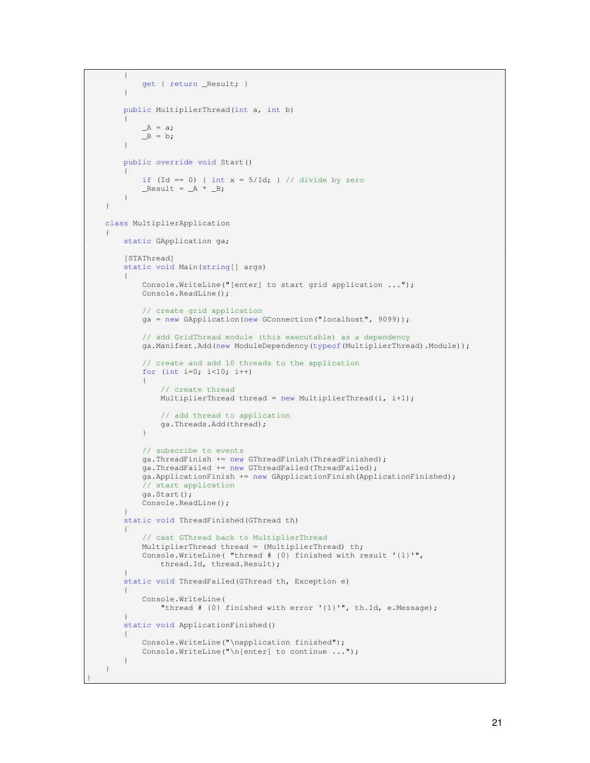```
        {
            get { return _Result; }
        }

        public MultiplierThread(int a, int b)
        {
            _A = a;
            _B = b;
        }

        public override void Start()
        {
            if (Id == 0) { int x = 5/Id; } // divide by zero
            _Result = _A * _B;
        }
    }

    class MultiplierApplication
    {
        static GApplication ga;

        [STAThread]
        static void Main(string[] args)
        {
            Console.WriteLine("[enter] to start grid application ...");
            Console.ReadLine();

            // create grid application
            ga = new GApplication(new GConnection("localhost", 9099));

            // add GridThread module (this executable) as a dependency
            ga.Manifest.Add(new ModuleDependency(typeof(MultiplierThread).Module));

            // create and add 10 threads to the application
            for (int i=0; i<10; i++)
            {
                // create thread
                MultiplierThread thread = new MultiplierThread(i, i+1);

                // add thread to application
                ga.Threads.Add(thread);
            }

            // subscribe to events
            ga.ThreadFinish += new GThreadFinish(ThreadFinished);
            ga.ThreadFailed += new GThreadFailed(ThreadFailed);
            ga.ApplicationFinish += new GApplicationFinish(ApplicationFinished);
            // start application
            ga.Start();
            Console.ReadLine();
        }
        static void ThreadFinished(GThread th)
        {
            // cast GThread back to MultiplierThread
            MultiplierThread thread = (MultiplierThread) th;
            Console.WriteLine( "thread # {0} finished with result '{1}'",
                thread.Id, thread.Result);
        }
        static void ThreadFailed(GThread th, Exception e)
        {
            Console.WriteLine(
                "thread # {0} finished with error '{1}'", th.Id, e.Message);
        }
        static void ApplicationFinished()
        {
            Console.WriteLine("\napplication finished");
            Console.WriteLine("\n[enter] to continue ...");
        }
    }
}
```